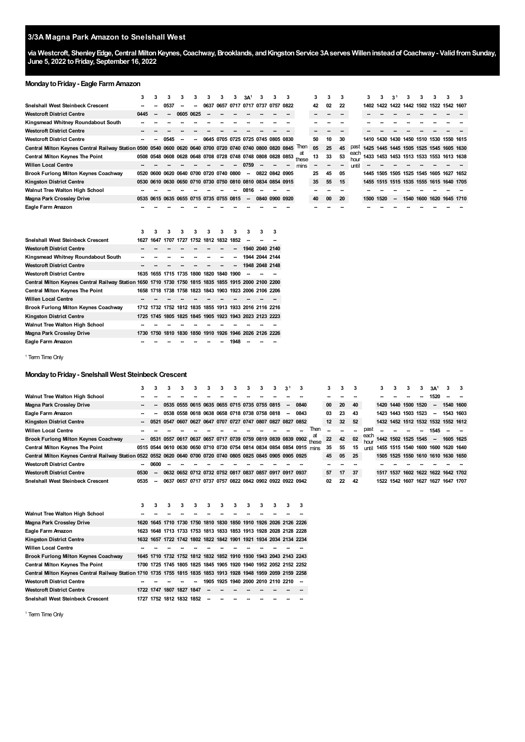## 3/3A Magna Park Amazon to Snelshall West

**via Westcroft, Shenley Edge, Central Milton Keynes, Coachway, Brooklands, and Kingston Service 3A serves Willen instead of Coachway - Valid from Sunday, June 5, 2022 to Friday, September 16, 2022**

### Monday to Friday - Eagle Farm Amazon

| | 3 | 3 | 3 | 3 | 3 | 3 | 3 | 3 | 3A[1] | 3 | 3 | 3 | | 3 | 3 | 3 | | 3 | 3 | 3[1] | 3 | 3 | 3 | 3 | 3 |
|---|---|---|---|---|---|---|---|---|---|---|---|---|---|---|---|---|---|---|---|---|---|---|---|---|---|
| Snelshall West Steinbeck Crescent | -- | -- | 0537 | -- | -- | 0637 | 0657 | 0717 | 0717 | 0737 | 0757 | 0822 | | 42 | 02 | 22 | | 1402 | 1422 | 1422 | 1442 | 1502 | 1522 | 1542 | 1607 |
| Westcroft District Centre | 0445 | -- | -- | 0605 | 0625 | -- | -- | -- | -- | -- | -- | -- | | -- | -- | -- | | -- | -- | -- | -- | -- | -- | -- | -- |
| Kingsmead Whitney Roundabout South | -- | -- | -- | -- | -- | -- | -- | -- | -- | -- | -- | -- | | -- | -- | -- | | -- | -- | -- | -- | -- | -- | -- | -- |
| Westcroft District Centre | -- | -- | -- | -- | -- | -- | -- | -- | -- | -- | -- | -- | | -- | -- | -- | | -- | -- | -- | -- | -- | -- | -- | -- |
| Westcroft District Centre | -- | -- | 0545 | -- | -- | 0645 | 0705 | 0725 | 0725 | 0745 | 0805 | 0830 | | 50 | 10 | 30 | | 1410 | 1430 | 1430 | 1450 | 1510 | 1530 | 1550 | 1615 |
| Central Milton Keynes Central Railway Station | 0500 | 0540 | 0600 | 0620 | 0640 | 0700 | 0720 | 0740 | 0740 | 0800 | 0820 | 0845 | Then | 05 | 25 | 45 | past | 1425 | 1445 | 1445 | 1505 | 1525 | 1545 | 1605 | 1630 |
| Central Milton Keynes The Point | 0508 | 0548 | 0608 | 0628 | 0648 | 0708 | 0728 | 0748 | 0748 | 0808 | 0828 | 0853 | at | 13 | 33 | 53 | each | 1433 | 1453 | 1453 | 1513 | 1533 | 1553 | 1613 | 1638 |
| Willen Local Centre | -- | -- | -- | -- | -- | -- | -- | -- | 0759 | -- | -- | -- | these | -- | -- | -- | hour | -- | -- | -- | -- | -- | -- | -- | -- |
| Brook Furlong Milton Keynes Coachway | 0520 | 0600 | 0620 | 0640 | 0700 | 0720 | 0740 | 0800 | -- | 0822 | 0842 | 0905 | mins | 25 | 45 | 05 | until | 1445 | 1505 | 1505 | 1525 | 1545 | 1605 | 1627 | 1652 |
| Kingston District Centre | 0530 | 0610 | 0630 | 0650 | 0710 | 0730 | 0750 | 0810 | 0810 | 0834 | 0854 | 0915 | | 35 | 55 | 15 | | 1455 | 1515 | 1515 | 1535 | 1555 | 1615 | 1640 | 1705 |
| Walnut Tree Walton High School | -- | -- | -- | -- | -- | -- | -- | -- | 0816 | -- | -- | -- | | -- | -- | -- | | -- | -- | -- | -- | -- | -- | -- | -- |
| Magna Park Crossley Drive | 0535 | 0615 | 0635 | 0655 | 0715 | 0735 | 0755 | 0815 | -- | 0840 | 0900 | 0920 | | 40 | 00 | 20 | | 1500 | 1520 | -- | 1540 | 1600 | 1620 | 1645 | 1710 |
| Eagle Farm Amazon | -- | -- | -- | -- | -- | -- | -- | -- | -- | -- | -- | -- | | -- | -- | -- | | -- | -- | -- | -- | -- | -- | -- | -- |

| | 3 | 3 | 3 | 3 | 3 | 3 | 3 | 3 | 3 | 3 | 3 |
|---|---|---|---|---|---|---|---|---|---|---|---|
| Snelshall West Steinbeck Crescent | 1627 | 1647 | 1707 | 1727 | 1752 | 1812 | 1832 | 1852 | -- | -- | -- |
| Westcroft District Centre | -- | -- | -- | -- | -- | -- | -- | -- | 1940 | 2040 | 2140 |
| Kingsmead Whitney Roundabout South | -- | -- | -- | -- | -- | -- | -- | -- | 1944 | 2044 | 2144 |
| Westcroft District Centre | -- | -- | -- | -- | -- | -- | -- | -- | 1948 | 2048 | 2148 |
| Westcroft District Centre | 1635 | 1655 | 1715 | 1735 | 1800 | 1820 | 1840 | 1900 | -- | -- | -- |
| Central Milton Keynes Central Railway Station | 1650 | 1710 | 1730 | 1750 | 1815 | 1835 | 1855 | 1915 | 2000 | 2100 | 2200 |
| Central Milton Keynes The Point | 1658 | 1718 | 1738 | 1758 | 1823 | 1843 | 1903 | 1923 | 2006 | 2106 | 2206 |
| Willen Local Centre | -- | -- | -- | -- | -- | -- | -- | -- | -- | -- | -- |
| Brook Furlong Milton Keynes Coachway | 1712 | 1732 | 1752 | 1812 | 1835 | 1855 | 1913 | 1933 | 2016 | 2116 | 2216 |
| Kingston District Centre | 1725 | 1745 | 1805 | 1825 | 1845 | 1905 | 1923 | 1943 | 2023 | 2123 | 2223 |
| Walnut Tree Walton High School | -- | -- | -- | -- | -- | -- | -- | -- | -- | -- | -- |
| Magna Park Crossley Drive | 1730 | 1750 | 1810 | 1830 | 1850 | 1910 | 1926 | 1946 | 2026 | 2126 | 2226 |
| Eagle Farm Amazon | -- | -- | -- | -- | -- | -- | -- | 1948 | -- | -- | -- |

[1] Term Time Only

### Monday to Friday - Snelshall West Steinbeck Crescent

| | 3 | 3 | 3 | 3 | 3 | 3 | 3 | 3 | 3 | 3 | 3 | 3[1] | 3 | | 3 | 3 | 3 | | 3 | 3 | 3 | 3 | 3A[1] | 3 | 3 |
|---|---|---|---|---|---|---|---|---|---|---|---|---|---|---|---|---|---|---|---|---|---|---|---|---|---|
| Walnut Tree Walton High School | -- | -- | -- | -- | -- | -- | -- | -- | -- | -- | -- | -- | -- | | -- | -- | -- | | -- | -- | -- | -- | 1520 | -- | -- |
| Magna Park Crossley Drive | -- | -- | 0535 | 0555 | 0615 | 0635 | 0655 | 0715 | 0735 | 0755 | 0815 | -- | 0840 | | 00 | 20 | 40 | | 1420 | 1440 | 1500 | 1520 | -- | 1540 | 1600 |
| Eagle Farm Amazon | -- | -- | 0538 | 0558 | 0618 | 0638 | 0658 | 0718 | 0738 | 0758 | 0818 | -- | 0843 | | 03 | 23 | 43 | | 1423 | 1443 | 1503 | 1523 | -- | 1543 | 1603 |
| Kingston District Centre | -- | 0521 | 0547 | 0607 | 0627 | 0647 | 0707 | 0727 | 0747 | 0807 | 0827 | 0827 | 0852 | | 12 | 32 | 52 | | 1432 | 1452 | 1512 | 1532 | 1532 | 1552 | 1612 |
| Willen Local Centre | -- | -- | -- | -- | -- | -- | -- | -- | -- | -- | -- | -- | -- | Then | -- | -- | -- | past | -- | -- | -- | -- | 1545 | -- | -- |
| Brook Furlong Milton Keynes Coachway | -- | 0531 | 0557 | 0617 | 0637 | 0657 | 0717 | 0739 | 0759 | 0819 | 0839 | 0839 | 0902 | at these | 22 | 42 | 02 | each hour | 1442 | 1502 | 1525 | 1545 | -- | 1605 | 1625 |
| Central Milton Keynes The Point | 0515 | 0544 | 0610 | 0630 | 0650 | 0710 | 0730 | 0754 | 0814 | 0834 | 0854 | 0854 | 0915 | mins | 35 | 55 | 15 | until | 1455 | 1515 | 1540 | 1600 | 1600 | 1620 | 1640 |
| Central Milton Keynes Central Railway Station | 0522 | 0552 | 0620 | 0640 | 0700 | 0720 | 0740 | 0805 | 0825 | 0845 | 0905 | 0905 | 0925 | | 45 | 05 | 25 | | 1505 | 1525 | 1550 | 1610 | 1610 | 1630 | 1650 |
| Westcroft District Centre | -- | 0600 | -- | -- | -- | -- | -- | -- | -- | -- | -- | -- | -- | | -- | -- | -- | | -- | -- | -- | -- | -- | -- | -- |
| Westcroft District Centre | 0530 | -- | 0632 | 0652 | 0712 | 0732 | 0752 | 0817 | 0837 | 0857 | 0917 | 0917 | 0937 | | 57 | 17 | 37 | | 1517 | 1537 | 1602 | 1622 | 1622 | 1642 | 1702 |
| Snelshall West Steinbeck Crescent | 0535 | -- | 0637 | 0657 | 0717 | 0737 | 0757 | 0822 | 0842 | 0902 | 0922 | 0922 | 0942 | | 02 | 22 | 42 | | 1522 | 1542 | 1607 | 1627 | 1627 | 1647 | 1707 |

| | 3 | 3 | 3 | 3 | 3 | 3 | 3 | 3 | 3 | 3 | 3 | 3 | 3 |
|---|---|---|---|---|---|---|---|---|---|---|---|---|---|
| Walnut Tree Walton High School | -- | -- | -- | -- | -- | -- | -- | -- | -- | -- | -- | -- | -- |
| Magna Park Crossley Drive | 1620 | 1645 | 1710 | 1730 | 1750 | 1810 | 1830 | 1850 | 1910 | 1926 | 2026 | 2126 | 2226 |
| Eagle Farm Amazon | 1623 | 1648 | 1713 | 1733 | 1753 | 1813 | 1833 | 1853 | 1913 | 1928 | 2028 | 2128 | 2228 |
| Kingston District Centre | 1632 | 1657 | 1722 | 1742 | 1802 | 1822 | 1842 | 1901 | 1921 | 1934 | 2034 | 2134 | 2234 |
| Willen Local Centre | -- | -- | -- | -- | -- | -- | -- | -- | -- | -- | -- | -- | -- |
| Brook Furlong Milton Keynes Coachway | 1645 | 1710 | 1732 | 1752 | 1812 | 1832 | 1852 | 1910 | 1930 | 1943 | 2043 | 2143 | 2243 |
| Central Milton Keynes The Point | 1700 | 1725 | 1745 | 1805 | 1825 | 1845 | 1905 | 1920 | 1940 | 1952 | 2052 | 2152 | 2252 |
| Central Milton Keynes Central Railway Station | 1710 | 1735 | 1755 | 1815 | 1835 | 1853 | 1913 | 1928 | 1948 | 1959 | 2059 | 2159 | 2258 |
| Westcroft District Centre | -- | -- | -- | -- | -- | 1905 | 1925 | 1940 | 2000 | 2010 | 2110 | 2210 | -- |
| Westcroft District Centre | 1722 | 1747 | 1807 | 1827 | 1847 | -- | -- | -- | -- | -- | -- | -- | -- |
| Snelshall West Steinbeck Crescent | 1727 | 1752 | 1812 | 1832 | 1852 | -- | -- | -- | -- | -- | -- | -- | -- |

[1] Term Time Only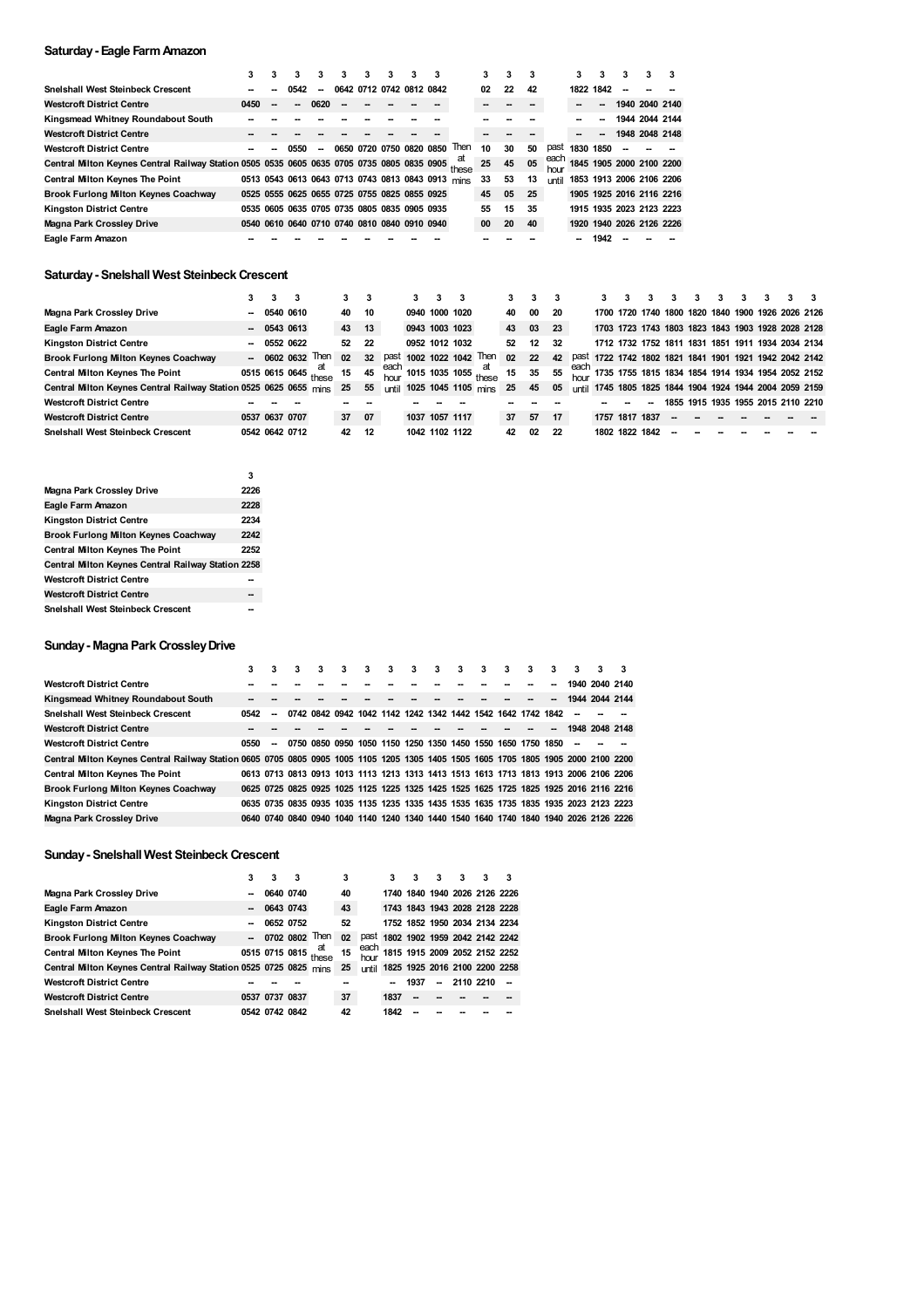## Saturday - Eagle Farm Amazon

| | 3 | 3 | 3 | 3 | 3 | 3 | 3 | 3 | 3 | | 3 | 3 | 3 | | 3 | 3 | 3 | 3 | 3 |
|---|---|---|---|---|---|---|---|---|---|---|---|---|---|---|---|---|---|---|---|
| Snelshall West Steinbeck Crescent | -- | -- | 0542 | -- | 0642 | 0712 | 0742 | 0812 | 0842 | | 02 | 22 | 42 | | 1822 | 1842 | -- | -- | -- |
| Westcroft District Centre | 0450 | -- | -- | 0620 | -- | -- | -- | -- | -- | | -- | -- | -- | | -- | -- | 1940 | 2040 | 2140 |
| Kingsmead Whitney Roundabout South | -- | -- | -- | -- | -- | -- | -- | -- | -- | | -- | -- | -- | | -- | -- | 1944 | 2044 | 2144 |
| Westcroft District Centre | -- | -- | -- | -- | -- | -- | -- | -- | -- | | -- | -- | -- | | -- | -- | 1948 | 2048 | 2148 |
| Westcroft District Centre | -- | -- | 0550 | -- | 0650 | 0720 | 0750 | 0820 | 0850 | Then | 10 | 30 | 50 | past | 1830 | 1850 | -- | -- | -- |
| Central Milton Keynes Central Railway Station | 0505 | 0535 | 0605 | 0635 | 0705 | 0735 | 0805 | 0835 | 0905 | at these | 25 | 45 | 05 | each hour | 1845 | 1905 | 2000 | 2100 | 2200 |
| Central Milton Keynes The Point | 0513 | 0543 | 0613 | 0643 | 0713 | 0743 | 0813 | 0843 | 0913 | mins | 33 | 53 | 13 | until | 1853 | 1913 | 2006 | 2106 | 2206 |
| Brook Furlong Milton Keynes Coachway | 0525 | 0555 | 0625 | 0655 | 0725 | 0755 | 0825 | 0855 | 0925 | | 45 | 05 | 25 | | 1905 | 1925 | 2016 | 2116 | 2216 |
| Kingston District Centre | 0535 | 0605 | 0635 | 0705 | 0735 | 0805 | 0835 | 0905 | 0935 | | 55 | 15 | 35 | | 1915 | 1935 | 2023 | 2123 | 2223 |
| Magna Park Crossley Drive | 0540 | 0610 | 0640 | 0710 | 0740 | 0810 | 0840 | 0910 | 0940 | | 00 | 20 | 40 | | 1920 | 1940 | 2026 | 2126 | 2226 |
| Eagle Farm Amazon | -- | -- | -- | -- | -- | -- | -- | -- | -- | | -- | -- | -- | | -- | 1942 | -- | -- | -- |

## Saturday - Snelshall West Steinbeck Crescent

| | 3 | 3 | 3 | | 3 | 3 | | 3 | 3 | 3 | | 3 | 3 | 3 | | 3 | 3 | 3 | 3 | 3 | 3 | 3 | 3 | 3 | 3 | 3 |
|---|---|---|---|---|---|---|---|---|---|---|---|---|---|---|---|---|---|---|---|---|---|---|---|---|---|---|
| Magna Park Crossley Drive | -- | 0540 | 0610 | | 40 | 10 | | 0940 | 1000 | 1020 | | 40 | 00 | 20 | | 1700 | 1720 | 1740 | 1800 | 1820 | 1840 | 1900 | 1926 | 2026 | 2126 | 2226 |
| Eagle Farm Amazon | -- | 0543 | 0613 | | 43 | 13 | | 0943 | 1003 | 1023 | | 43 | 03 | 23 | | 1703 | 1723 | 1743 | 1803 | 1823 | 1843 | 1903 | 1928 | 2028 | 2128 | 2228 |
| Kingston District Centre | -- | 0552 | 0622 | | 52 | 22 | | 0952 | 1012 | 1032 | | 52 | 12 | 32 | | 1712 | 1732 | 1752 | 1811 | 1831 | 1851 | 1911 | 1934 | 2034 | 2134 | 2234 |
| Brook Furlong Milton Keynes Coachway | -- | 0602 | 0632 | Then | 02 | 32 | past | 1002 | 1022 | 1042 | Then | 02 | 22 | 42 | past | 1722 | 1742 | 1802 | 1821 | 1841 | 1901 | 1921 | 1942 | 2042 | 2142 | 2242 |
| Central Milton Keynes The Point | 0515 | 0615 | 0645 | at these | 15 | 45 | each hour | 1015 | 1035 | 1055 | at these | 15 | 35 | 55 | each hour | 1735 | 1755 | 1815 | 1834 | 1854 | 1914 | 1934 | 1954 | 2052 | 2152 | 2252 |
| Central Milton Keynes Central Railway Station | 0525 | 0625 | 0655 | mins | 25 | 55 | until | 1025 | 1045 | 1105 | mins | 25 | 45 | 05 | until | 1745 | 1805 | 1825 | 1844 | 1904 | 1924 | 1944 | 2004 | 2059 | 2159 | 2258 |
| Westcroft District Centre | -- | -- | -- | | -- | -- | | -- | -- | -- | | -- | -- | -- | | -- | -- | -- | 1855 | 1915 | 1935 | 1955 | 2015 | 2110 | 2210 | -- |
| Westcroft District Centre | 0537 | 0637 | 0707 | | 37 | 07 | | 1037 | 1057 | 1117 | | 37 | 57 | 17 | | 1757 | 1817 | 1837 | -- | -- | -- | -- | -- | -- | -- | -- |
| Snelshall West Steinbeck Crescent | 0542 | 0642 | 0712 | | 42 | 12 | | 1042 | 1102 | 1122 | | 42 | 02 | 22 | | 1802 | 1822 | 1842 | -- | -- | -- | -- | -- | -- | -- | -- |

## Sunday - Magna Park Crossley Drive

| | 3 | 3 | 3 | 3 | 3 | 3 | 3 | 3 | 3 | 3 | 3 | 3 | 3 | 3 | 3 | 3 | 3 |
|---|---|---|---|---|---|---|---|---|---|---|---|---|---|---|---|---|---|
| Westcroft District Centre | -- | -- | -- | -- | -- | -- | -- | -- | -- | -- | -- | -- | -- | -- | 1940 | 2040 | 2140 |
| Kingsmead Whitney Roundabout South | -- | -- | -- | -- | -- | -- | -- | -- | -- | -- | -- | -- | -- | -- | 1944 | 2044 | 2144 |
| Snelshall West Steinbeck Crescent | 0542 | -- | 0742 | 0842 | 0942 | 1042 | 1142 | 1242 | 1342 | 1442 | 1542 | 1642 | 1742 | 1842 | -- | -- | -- |
| Westcroft District Centre | -- | -- | -- | -- | -- | -- | -- | -- | -- | -- | -- | -- | -- | -- | 1948 | 2048 | 2148 |
| Westcroft District Centre | 0550 | -- | 0750 | 0850 | 0950 | 1050 | 1150 | 1250 | 1350 | 1450 | 1550 | 1650 | 1750 | 1850 | -- | -- | -- |
| Central Milton Keynes Central Railway Station | 0605 | 0705 | 0805 | 0905 | 1005 | 1105 | 1205 | 1305 | 1405 | 1505 | 1605 | 1705 | 1805 | 1905 | 2000 | 2100 | 2200 |
| Central Milton Keynes The Point | 0613 | 0713 | 0813 | 0913 | 1013 | 1113 | 1213 | 1313 | 1413 | 1513 | 1613 | 1713 | 1813 | 1913 | 2006 | 2106 | 2206 |
| Brook Furlong Milton Keynes Coachway | 0625 | 0725 | 0825 | 0925 | 1025 | 1125 | 1225 | 1325 | 1425 | 1525 | 1625 | 1725 | 1825 | 1925 | 2016 | 2116 | 2216 |
| Kingston District Centre | 0635 | 0735 | 0835 | 0935 | 1035 | 1135 | 1235 | 1335 | 1435 | 1535 | 1635 | 1735 | 1835 | 1935 | 2023 | 2123 | 2223 |
| Magna Park Crossley Drive | 0640 | 0740 | 0840 | 0940 | 1040 | 1140 | 1240 | 1340 | 1440 | 1540 | 1640 | 1740 | 1840 | 1940 | 2026 | 2126 | 2226 |

## Sunday - Snelshall West Steinbeck Crescent

| | 3 | 3 | 3 | | 3 | | 3 | 3 | 3 | 3 | 3 | 3 |
|---|---|---|---|---|---|---|---|---|---|---|---|---|
| Magna Park Crossley Drive | -- | 0640 | 0740 | | 40 | | 1740 | 1840 | 1940 | 2026 | 2126 | 2226 |
| Eagle Farm Amazon | -- | 0643 | 0743 | | 43 | | 1743 | 1843 | 1943 | 2028 | 2128 | 2228 |
| Kingston District Centre | -- | 0652 | 0752 | | 52 | | 1752 | 1852 | 1950 | 2034 | 2134 | 2234 |
| Brook Furlong Milton Keynes Coachway | -- | 0702 | 0802 | Then | 02 | past | 1802 | 1902 | 1959 | 2042 | 2142 | 2242 |
| Central Milton Keynes The Point | 0515 | 0715 | 0815 | at these | 15 | each hour | 1815 | 1915 | 2009 | 2052 | 2152 | 2252 |
| Central Milton Keynes Central Railway Station | 0525 | 0725 | 0825 | mins | 25 | until | 1825 | 1925 | 2016 | 2100 | 2200 | 2258 |
| Westcroft District Centre | -- | -- | -- | | -- | | -- | 1937 | -- | 2110 | 2210 | -- |
| Westcroft District Centre | 0537 | 0737 | 0837 | | 37 | | 1837 | -- | -- | -- | -- | -- |
| Snelshall West Steinbeck Crescent | 0542 | 0742 | 0842 | | 42 | | 1842 | -- | -- | -- | -- | -- |